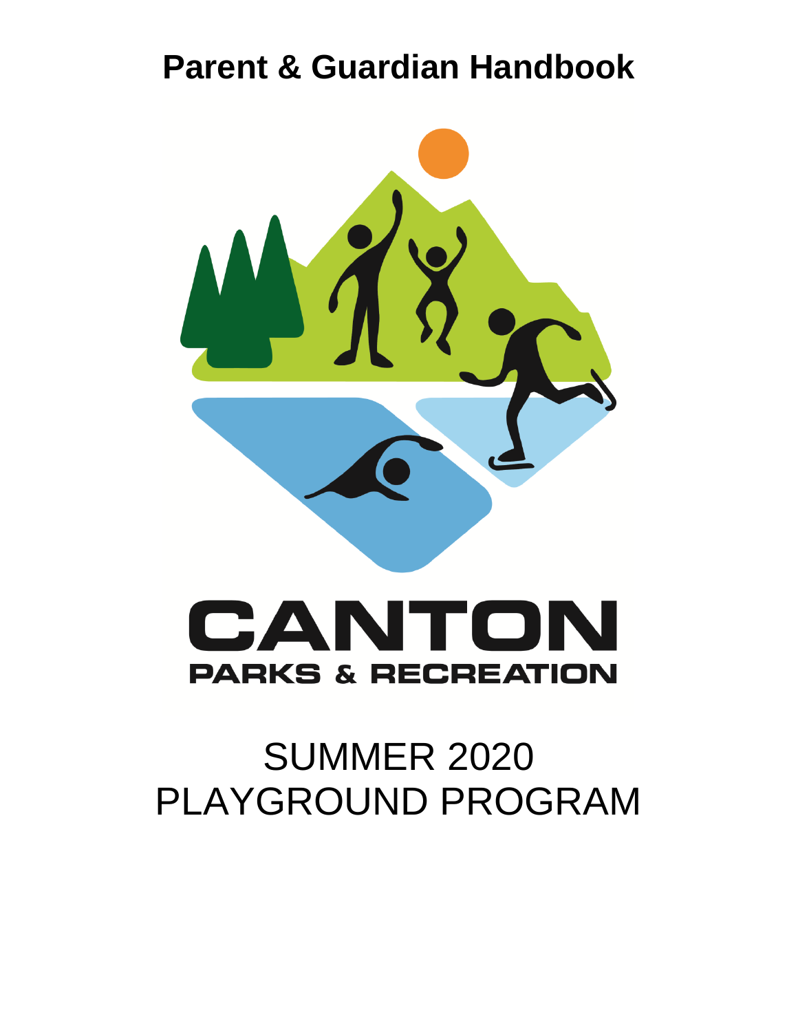# Parent & Guardian Handbook

CANTON
PARKS & RECREATION

SUMMER 2020
PLAYGROUND PROGRAM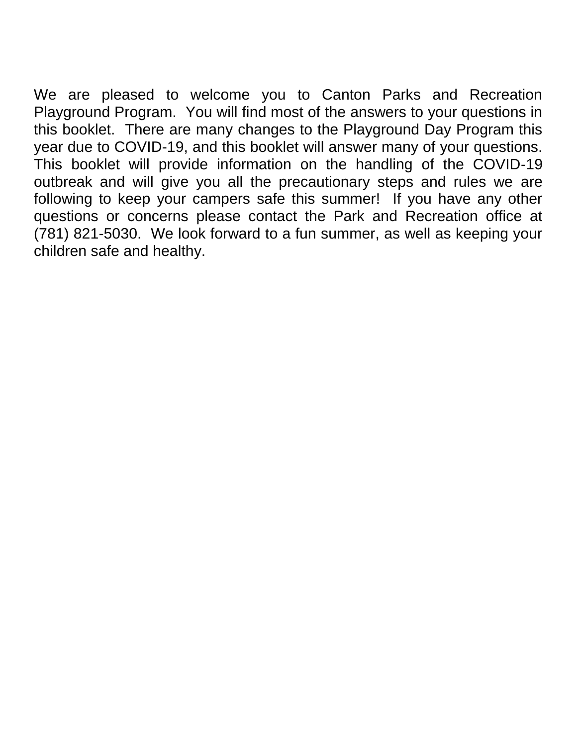We are pleased to welcome you to Canton Parks and Recreation Playground Program. You will find most of the answers to your questions in this booklet. There are many changes to the Playground Day Program this year due to COVID-19, and this booklet will answer many of your questions. This booklet will provide information on the handling of the COVID-19 outbreak and will give you all the precautionary steps and rules we are following to keep your campers safe this summer! If you have any other questions or concerns please contact the Park and Recreation office at (781) 821-5030. We look forward to a fun summer, as well as keeping your children safe and healthy.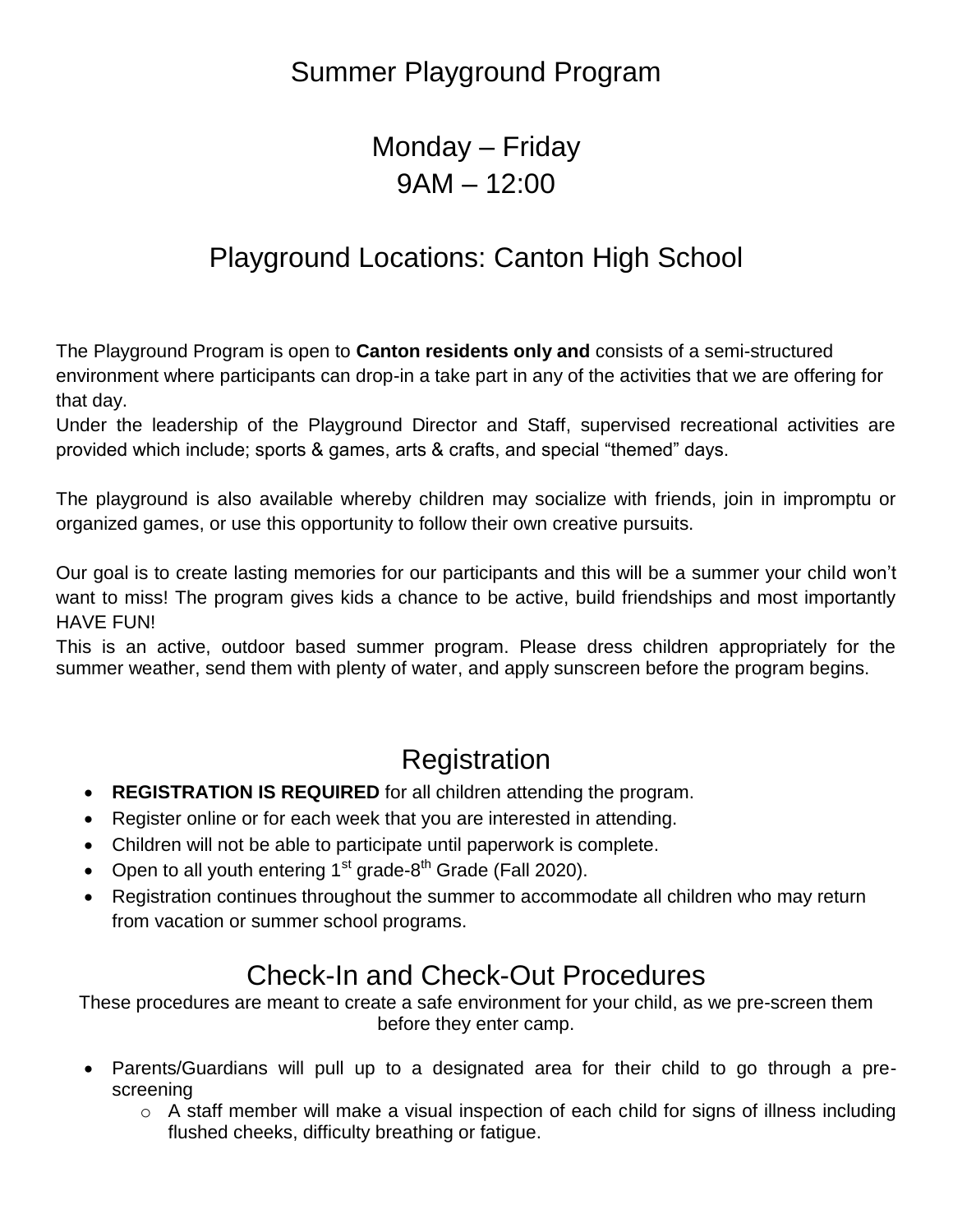# Summer Playground Program

## Monday – Friday
## 9AM – 12:00

## Playground Locations: Canton High School

The Playground Program is open to **Canton residents only and** consists of a semi-structured environment where participants can drop-in a take part in any of the activities that we are offering for that day.
Under the leadership of the Playground Director and Staff, supervised recreational activities are provided which include; sports & games, arts & crafts, and special "themed" days.

The playground is also available whereby children may socialize with friends, join in impromptu or organized games, or use this opportunity to follow their own creative pursuits.

Our goal is to create lasting memories for our participants and this will be a summer your child won't want to miss! The program gives kids a chance to be active, build friendships and most importantly HAVE FUN!
This is an active, outdoor based summer program. Please dress children appropriately for the summer weather, send them with plenty of water, and apply sunscreen before the program begins.

## Registration

- **REGISTRATION IS REQUIRED** for all children attending the program.
- Register online or for each week that you are interested in attending.
- Children will not be able to participate until paperwork is complete.
- Open to all youth entering 1st grade-8th Grade (Fall 2020).
- Registration continues throughout the summer to accommodate all children who may return from vacation or summer school programs.

## Check-In and Check-Out Procedures

These procedures are meant to create a safe environment for your child, as we pre-screen them before they enter camp.

- Parents/Guardians will pull up to a designated area for their child to go through a pre-screening
    - A staff member will make a visual inspection of each child for signs of illness including flushed cheeks, difficulty breathing or fatigue.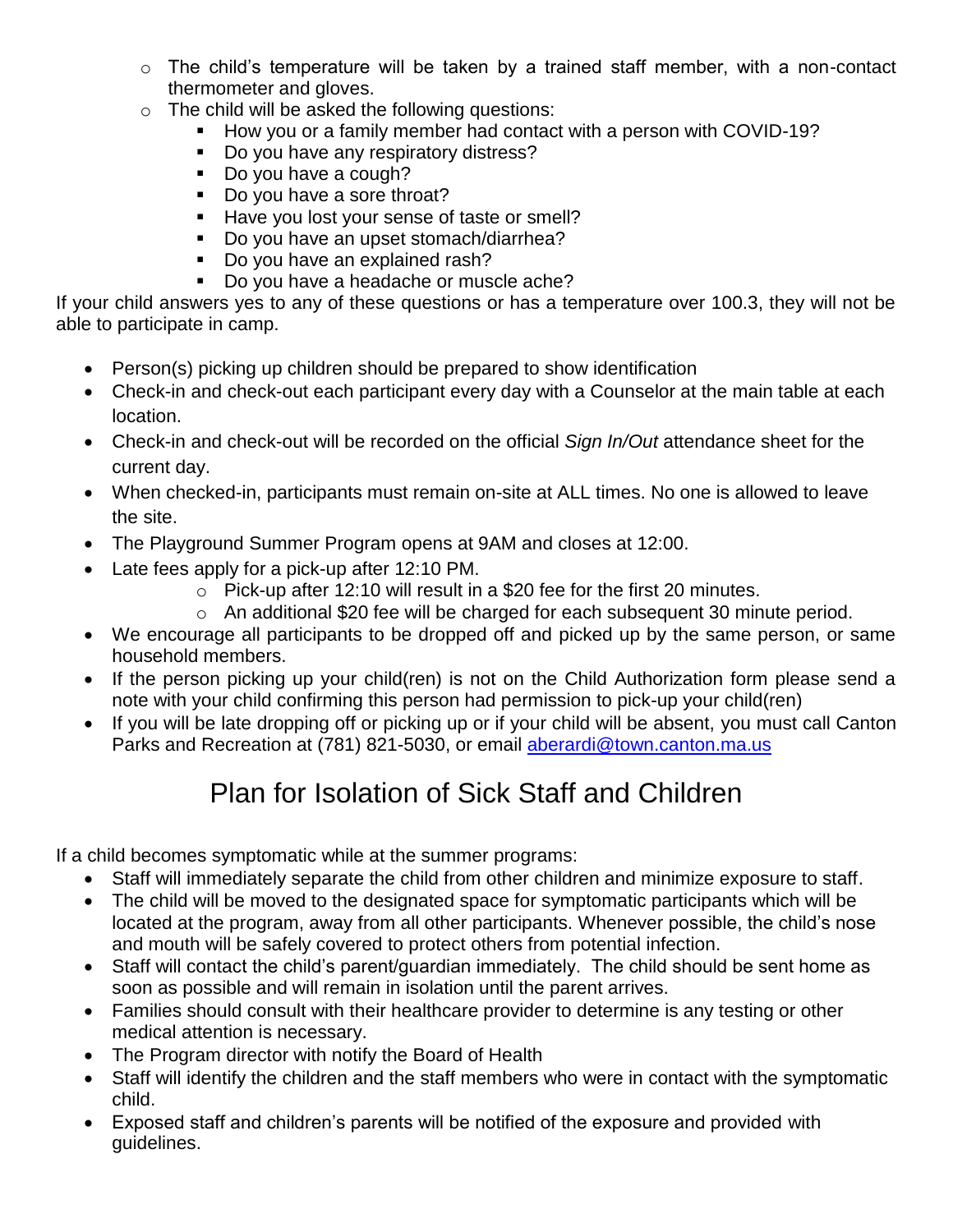- The child's temperature will be taken by a trained staff member, with a non-contact thermometer and gloves.
- The child will be asked the following questions:
    - How you or a family member had contact with a person with COVID-19?
    - Do you have any respiratory distress?
    - Do you have a cough?
    - Do you have a sore throat?
    - Have you lost your sense of taste or smell?
    - Do you have an upset stomach/diarrhea?
    - Do you have an explained rash?
    - Do you have a headache or muscle ache?

If your child answers yes to any of these questions or has a temperature over 100.3, they will not be able to participate in camp.

- Person(s) picking up children should be prepared to show identification
- Check-in and check-out each participant every day with a Counselor at the main table at each location.
- Check-in and check-out will be recorded on the official *Sign In/Out* attendance sheet for the current day.
- When checked-in, participants must remain on-site at ALL times. No one is allowed to leave the site.
- The Playground Summer Program opens at 9AM and closes at 12:00.
- Late fees apply for a pick-up after 12:10 PM.
    - Pick-up after 12:10 will result in a $20 fee for the first 20 minutes.
    - An additional $20 fee will be charged for each subsequent 30 minute period.
- We encourage all participants to be dropped off and picked up by the same person, or same household members.
- If the person picking up your child(ren) is not on the Child Authorization form please send a note with your child confirming this person had permission to pick-up your child(ren)
- If you will be late dropping off or picking up or if your child will be absent, you must call Canton Parks and Recreation at (781) 821-5030, or email aberardi@town.canton.ma.us

# Plan for Isolation of Sick Staff and Children

If a child becomes symptomatic while at the summer programs:

- Staff will immediately separate the child from other children and minimize exposure to staff.
- The child will be moved to the designated space for symptomatic participants which will be located at the program, away from all other participants. Whenever possible, the child's nose and mouth will be safely covered to protect others from potential infection.
- Staff will contact the child's parent/guardian immediately. The child should be sent home as soon as possible and will remain in isolation until the parent arrives.
- Families should consult with their healthcare provider to determine is any testing or other medical attention is necessary.
- The Program director with notify the Board of Health
- Staff will identify the children and the staff members who were in contact with the symptomatic child.
- Exposed staff and children's parents will be notified of the exposure and provided with guidelines.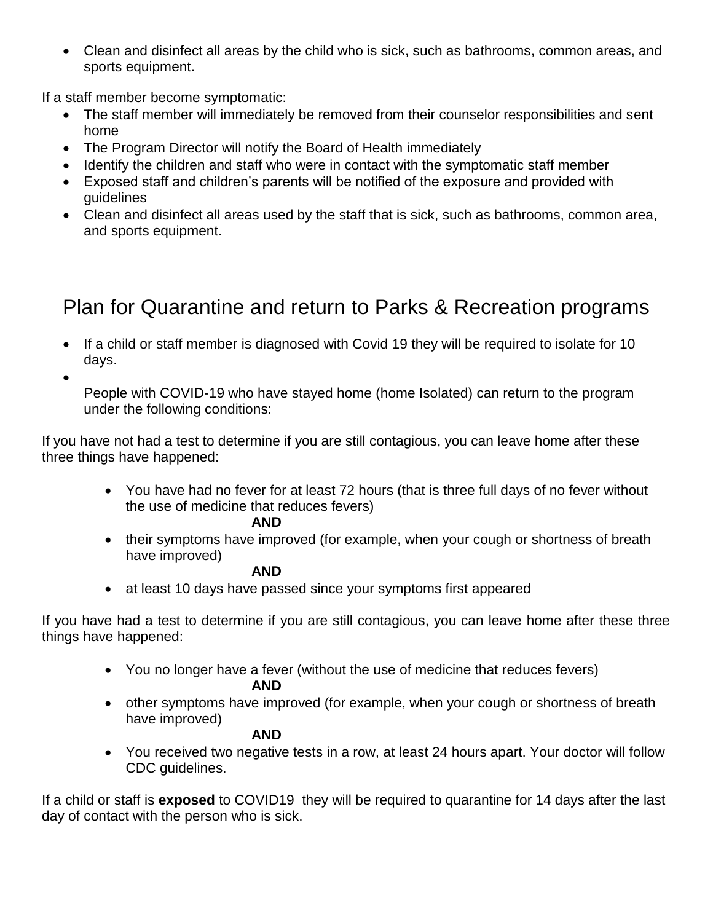- Clean and disinfect all areas by the child who is sick, such as bathrooms, common areas, and sports equipment.

If a staff member become symptomatic:

- The staff member will immediately be removed from their counselor responsibilities and sent home
- The Program Director will notify the Board of Health immediately
- Identify the children and staff who were in contact with the symptomatic staff member
- Exposed staff and children's parents will be notified of the exposure and provided with guidelines
- Clean and disinfect all areas used by the staff that is sick, such as bathrooms, common area, and sports equipment.

## Plan for Quarantine and return to Parks & Recreation programs

- If a child or staff member is diagnosed with Covid 19 they will be required to isolate for 10 days.
- People with COVID-19 who have stayed home (home Isolated) can return to the program under the following conditions:

If you have not had a test to determine if you are still contagious, you can leave home after these three things have happened:

- You have had no fever for at least 72 hours (that is three full days of no fever without the use of medicine that reduces fevers)

  **AND**

- their symptoms have improved (for example, when your cough or shortness of breath have improved)

  **AND**

- at least 10 days have passed since your symptoms first appeared

If you have had a test to determine if you are still contagious, you can leave home after these three things have happened:

- You no longer have a fever (without the use of medicine that reduces fevers)

  **AND**

- other symptoms have improved (for example, when your cough or shortness of breath have improved)

  **AND**

- You received two negative tests in a row, at least 24 hours apart. Your doctor will follow CDC guidelines.

If a child or staff is **exposed** to COVID19 they will be required to quarantine for 14 days after the last day of contact with the person who is sick.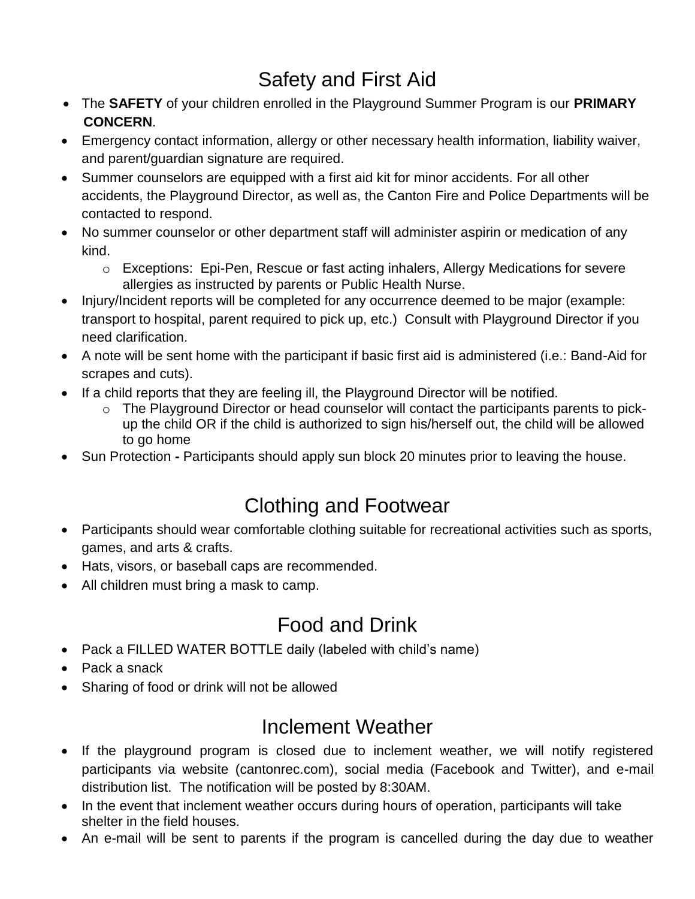## Safety and First Aid

- The **SAFETY** of your children enrolled in the Playground Summer Program is our **PRIMARY CONCERN**.
- Emergency contact information, allergy or other necessary health information, liability waiver, and parent/guardian signature are required.
- Summer counselors are equipped with a first aid kit for minor accidents. For all other accidents, the Playground Director, as well as, the Canton Fire and Police Departments will be contacted to respond.
- No summer counselor or other department staff will administer aspirin or medication of any kind.
  - Exceptions: Epi-Pen, Rescue or fast acting inhalers, Allergy Medications for severe allergies as instructed by parents or Public Health Nurse.
- Injury/Incident reports will be completed for any occurrence deemed to be major (example: transport to hospital, parent required to pick up, etc.) Consult with Playground Director if you need clarification.
- A note will be sent home with the participant if basic first aid is administered (i.e.: Band-Aid for scrapes and cuts).
- If a child reports that they are feeling ill, the Playground Director will be notified.
  - The Playground Director or head counselor will contact the participants parents to pick-up the child OR if the child is authorized to sign his/herself out, the child will be allowed to go home
- Sun Protection **-** Participants should apply sun block 20 minutes prior to leaving the house.

## Clothing and Footwear

- Participants should wear comfortable clothing suitable for recreational activities such as sports, games, and arts & crafts.
- Hats, visors, or baseball caps are recommended.
- All children must bring a mask to camp.

## Food and Drink

- Pack a FILLED WATER BOTTLE daily (labeled with child's name)
- Pack a snack
- Sharing of food or drink will not be allowed

## Inclement Weather

- If the playground program is closed due to inclement weather, we will notify registered participants via website (cantonrec.com), social media (Facebook and Twitter), and e-mail distribution list. The notification will be posted by 8:30AM.
- In the event that inclement weather occurs during hours of operation, participants will take shelter in the field houses.
- An e-mail will be sent to parents if the program is cancelled during the day due to weather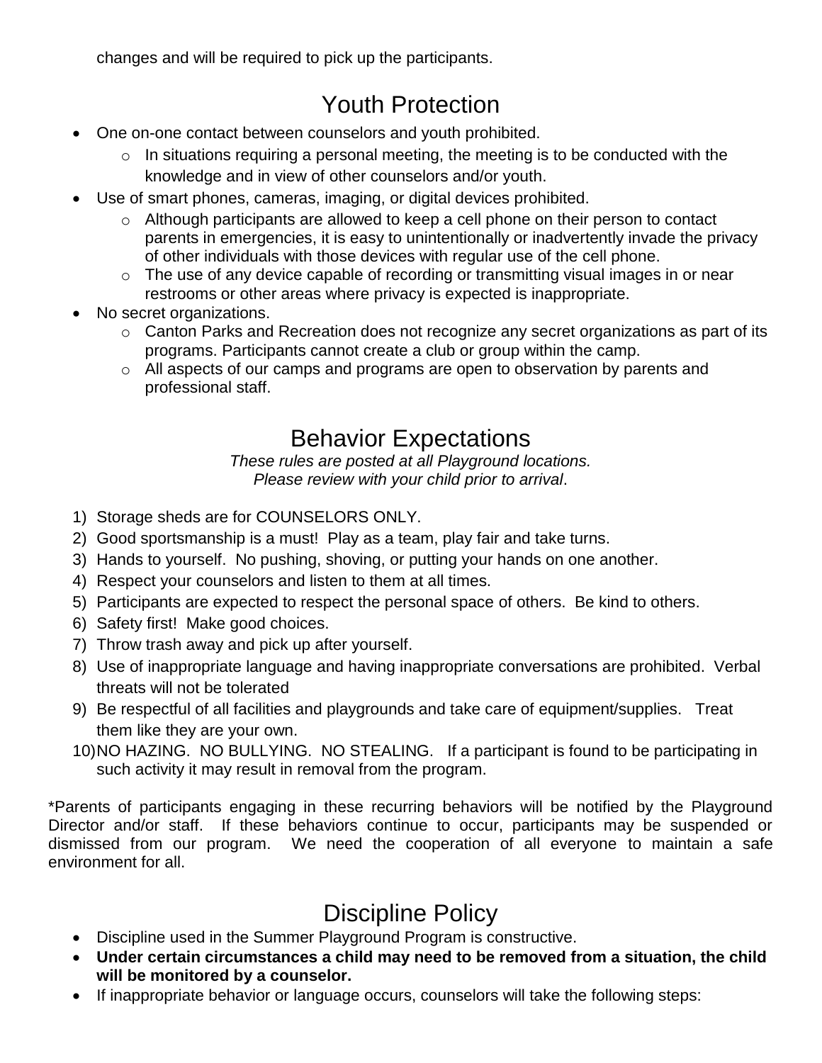changes and will be required to pick up the participants.

# Youth Protection

- One on-one contact between counselors and youth prohibited.
  - In situations requiring a personal meeting, the meeting is to be conducted with the knowledge and in view of other counselors and/or youth.
- Use of smart phones, cameras, imaging, or digital devices prohibited.
  - Although participants are allowed to keep a cell phone on their person to contact parents in emergencies, it is easy to unintentionally or inadvertently invade the privacy of other individuals with those devices with regular use of the cell phone.
  - The use of any device capable of recording or transmitting visual images in or near restrooms or other areas where privacy is expected is inappropriate.
- No secret organizations.
  - Canton Parks and Recreation does not recognize any secret organizations as part of its programs. Participants cannot create a club or group within the camp.
  - All aspects of our camps and programs are open to observation by parents and professional staff.

# Behavior Expectations

*These rules are posted at all Playground locations.*
*Please review with your child prior to arrival*.

1) Storage sheds are for COUNSELORS ONLY.
2) Good sportsmanship is a must! Play as a team, play fair and take turns.
3) Hands to yourself. No pushing, shoving, or putting your hands on one another.
4) Respect your counselors and listen to them at all times.
5) Participants are expected to respect the personal space of others. Be kind to others.
6) Safety first! Make good choices.
7) Throw trash away and pick up after yourself.
8) Use of inappropriate language and having inappropriate conversations are prohibited. Verbal threats will not be tolerated
9) Be respectful of all facilities and playgrounds and take care of equipment/supplies. Treat them like they are your own.
10) NO HAZING. NO BULLYING. NO STEALING. If a participant is found to be participating in such activity it may result in removal from the program.

*Parents of participants engaging in these recurring behaviors will be notified by the Playground Director and/or staff. If these behaviors continue to occur, participants may be suspended or dismissed from our program. We need the cooperation of all everyone to maintain a safe environment for all.

# Discipline Policy

- Discipline used in the Summer Playground Program is constructive.
- **Under certain circumstances a child may need to be removed from a situation, the child will be monitored by a counselor.**
- If inappropriate behavior or language occurs, counselors will take the following steps: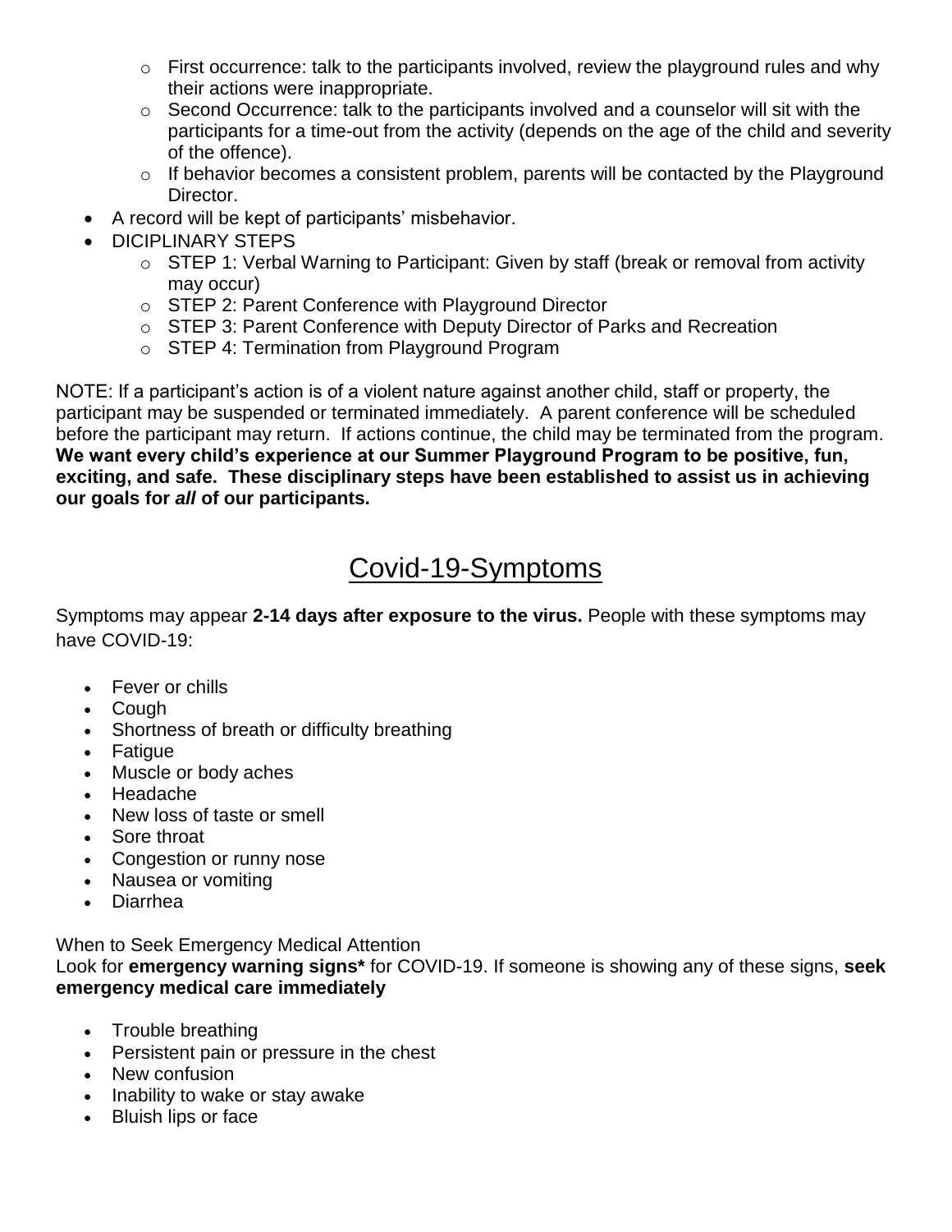- First occurrence: talk to the participants involved, review the playground rules and why their actions were inappropriate.
  - Second Occurrence: talk to the participants involved and a counselor will sit with the participants for a time-out from the activity (depends on the age of the child and severity of the offence).
  - If behavior becomes a consistent problem, parents will be contacted by the Playground Director.
- A record will be kept of participants' misbehavior.
- DICIPLINARY STEPS
  - STEP 1: Verbal Warning to Participant: Given by staff (break or removal from activity may occur)
  - STEP 2: Parent Conference with Playground Director
  - STEP 3: Parent Conference with Deputy Director of Parks and Recreation
  - STEP 4: Termination from Playground Program

NOTE: If a participant's action is of a violent nature against another child, staff or property, the participant may be suspended or terminated immediately. A parent conference will be scheduled before the participant may return. If actions continue, the child may be terminated from the program. **We want every child's experience at our Summer Playground Program to be positive, fun, exciting, and safe. These disciplinary steps have been established to assist us in achieving our goals for *all* of our participants.**

# Covid-19-Symptoms

Symptoms may appear **2-14 days after exposure to the virus.** People with these symptoms may have COVID-19:

- Fever or chills
- Cough
- Shortness of breath or difficulty breathing
- Fatigue
- Muscle or body aches
- Headache
- New loss of taste or smell
- Sore throat
- Congestion or runny nose
- Nausea or vomiting
- Diarrhea

When to Seek Emergency Medical Attention

Look for **emergency warning signs*** for COVID-19. If someone is showing any of these signs, **seek emergency medical care immediately**

- Trouble breathing
- Persistent pain or pressure in the chest
- New confusion
- Inability to wake or stay awake
- Bluish lips or face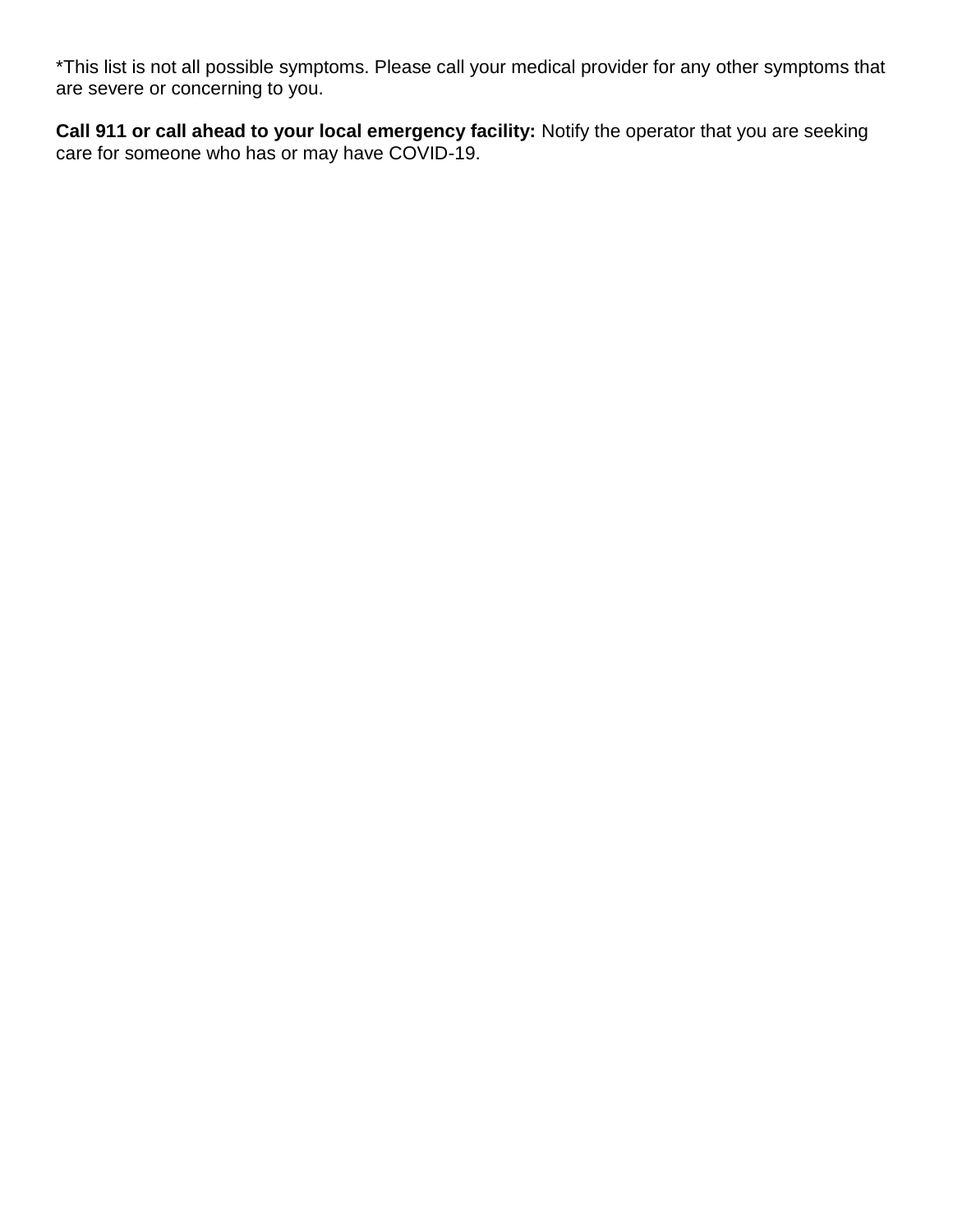*This list is not all possible symptoms. Please call your medical provider for any other symptoms that are severe or concerning to you.

**Call 911 or call ahead to your local emergency facility:** Notify the operator that you are seeking care for someone who has or may have COVID-19.